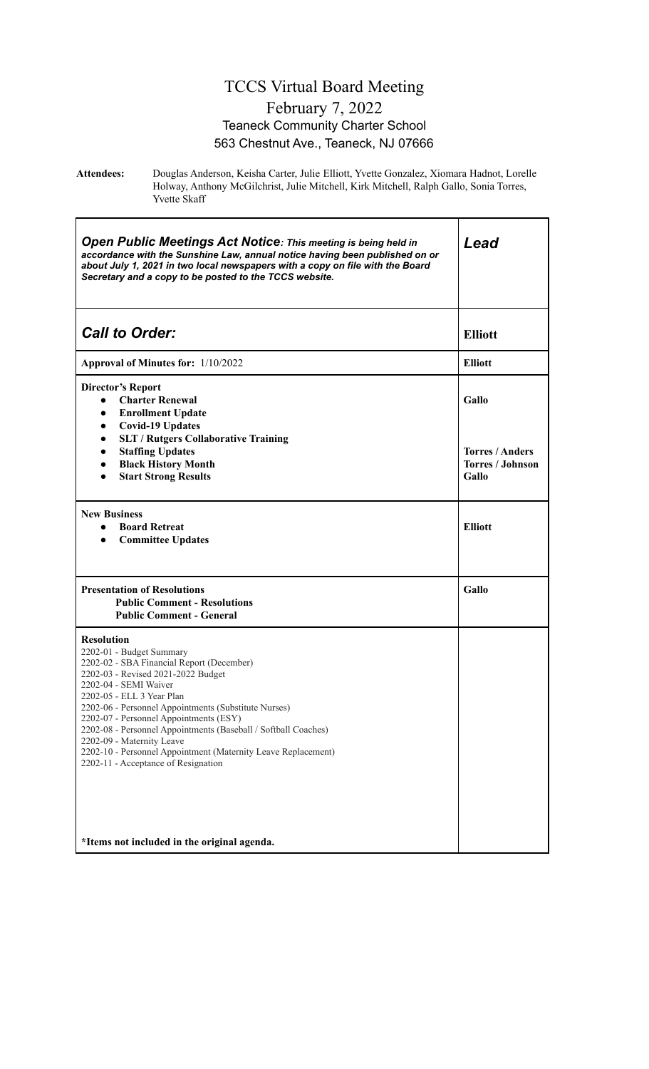# TCCS Virtual Board Meeting

## February 7, 2022

### Teaneck Community Charter School

### 563 Chestnut Ave., Teaneck, NJ 07666

**Attendees:** Douglas Anderson, Keisha Carter, Julie Elliott, Yvette Gonzalez, Xiomara Hadnot, Lorelle Holway, Anthony McGilchrist, Julie Mitchell, Kirk Mitchell, Ralph Gallo, Sonia Torres, Yvette Skaff

| ***Open Public Meetings Act Notice**: This meeting is being held in accordance with the Sunshine Law, annual notice having been published on or about July 1, 2021 in two local newspapers with a copy on file with the Board Secretary and a copy to be posted to the TCCS website.* | ***Lead*** |
|---|---|
| ***Call to Order:*** | **Elliott** |
| **Approval of Minutes for:** 1/10/2022 | **Elliott** |
| **Director's Report**<br>● **Charter Renewal**<br>● **Enrollment Update**<br>● **Covid-19 Updates**<br>● **SLT / Rutgers Collaborative Training**<br>● **Staffing Updates**<br>● **Black History Month**<br>● **Start Strong Results** | **Gallo**<br><br><br><br>**Torres / Anders**<br>**Torres / Johnson**<br>**Gallo** |
| **New Business**<br>● **Board Retreat**<br>● **Committee Updates** | **Elliott** |
| **Presentation of Resolutions**<br>**Public Comment - Resolutions**<br>**Public Comment - General** | **Gallo** |
| **Resolution**<br>2202-01 - Budget Summary<br>2202-02 - SBA Financial Report (December)<br>2202-03 - Revised 2021-2022 Budget<br>2202-04 - SEMI Waiver<br>2202-05 - ELL 3 Year Plan<br>2202-06 - Personnel Appointments (Substitute Nurses)<br>2202-07 - Personnel Appointments (ESY)<br>2202-08 - Personnel Appointments (Baseball / Softball Coaches)<br>2202-09 - Maternity Leave<br>2202-10 - Personnel Appointment (Maternity Leave Replacement)<br>2202-11 - Acceptance of Resignation<br><br>**\*Items not included in the original agenda.** | |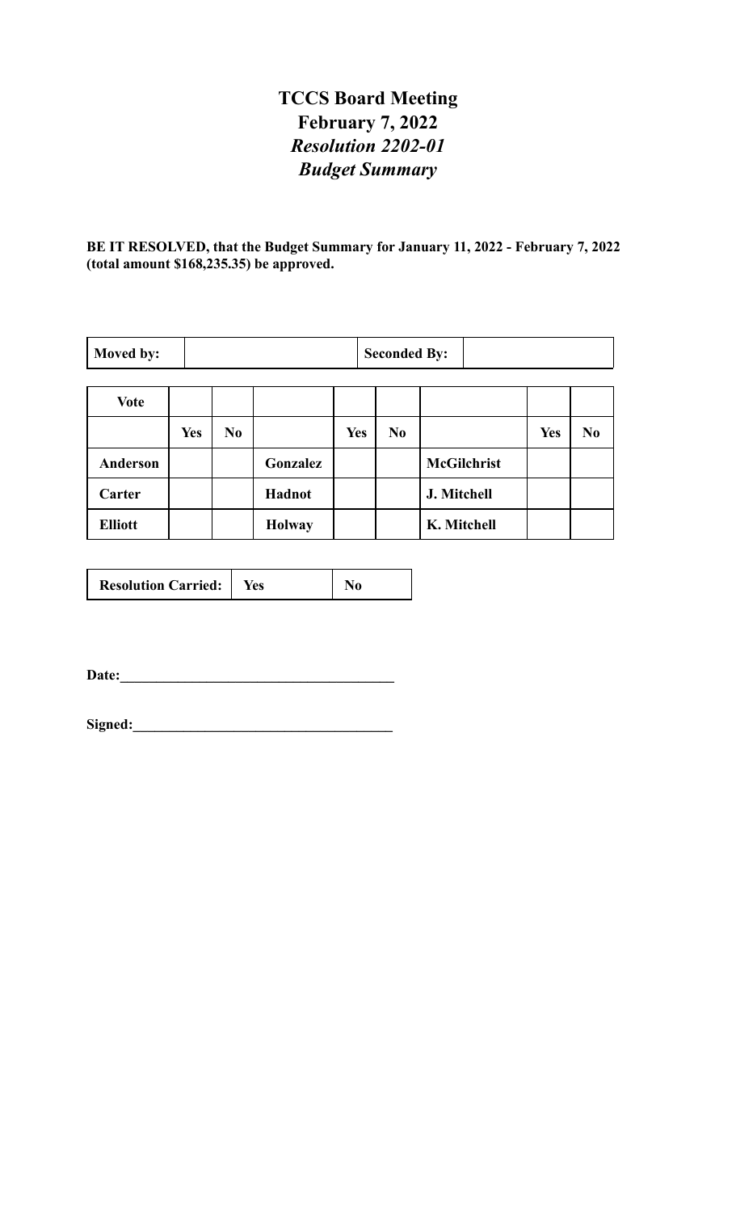# TCCS Board Meeting
## February 7, 2022
### *Resolution 2202-01*
### *Budget Summary*

**BE IT RESOLVED, that the Budget Summary for January 11, 2022 - February 7, 2022 (total amount $168,235.35) be approved.**

| **Moved by:** | | **Seconded By:** | |
|---|---|---|---|

| **Vote** | | | | | | | | |
|---|---|---|---|---|---|---|---|---|
| | **Yes** | **No** | | **Yes** | **No** | | **Yes** | **No** |
| **Anderson** | | | **Gonzalez** | | | **McGilchrist** | | |
| **Carter** | | | **Hadnot** | | | **J. Mitchell** | | |
| **Elliott** | | | **Holway** | | | **K. Mitchell** | | |

| **Resolution Carried:** | **Yes** | **No** |
|---|---|---|

**Date:**\_\_\_\_\_\_\_\_\_\_\_\_\_\_\_\_\_\_\_\_\_\_\_\_\_\_\_\_\_\_\_\_\_\_\_\_\_\_

**Signed:**\_\_\_\_\_\_\_\_\_\_\_\_\_\_\_\_\_\_\_\_\_\_\_\_\_\_\_\_\_\_\_\_\_\_\_\_\_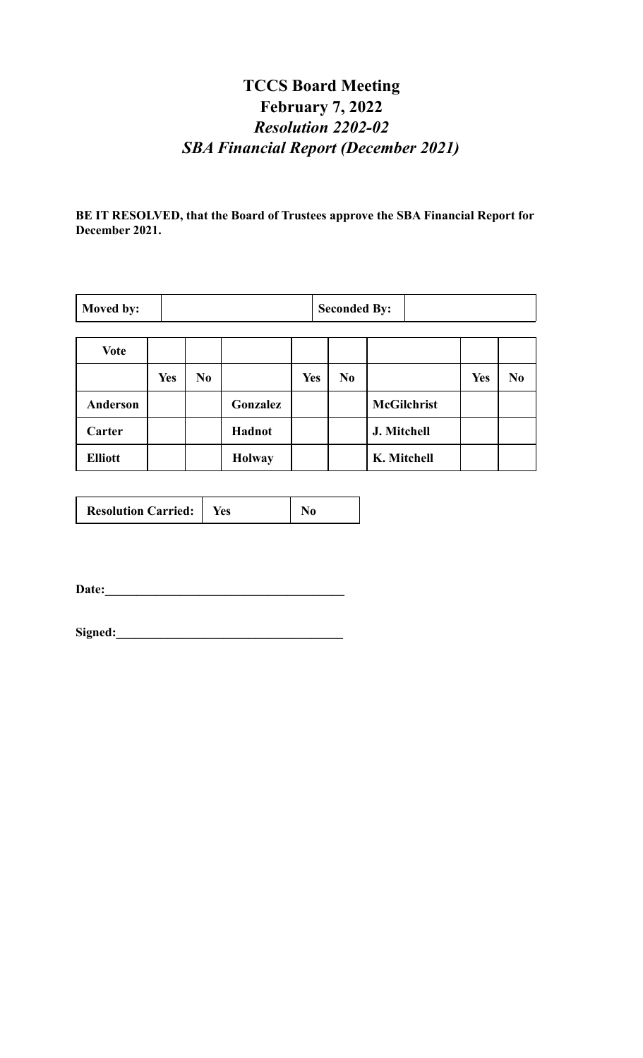# TCCS Board Meeting
## February 7, 2022
### *Resolution 2202-02*
### *SBA Financial Report (December 2021)*

**BE IT RESOLVED, that the Board of Trustees approve the SBA Financial Report for December 2021.**

| **Moved by:** | | **Seconded By:** | |
|---|---|---|---|

| **Vote** | | | | | | | | |
|---|---|---|---|---|---|---|---|---|
| | **Yes** | **No** | | **Yes** | **No** | | **Yes** | **No** |
| **Anderson** | | | **Gonzalez** | | | **McGilchrist** | | |
| **Carter** | | | **Hadnot** | | | **J. Mitchell** | | |
| **Elliott** | | | **Holway** | | | **K. Mitchell** | | |

| **Resolution Carried:** | **Yes** | **No** |
|---|---|---|

**Date:**______________________________________

**Signed:**____________________________________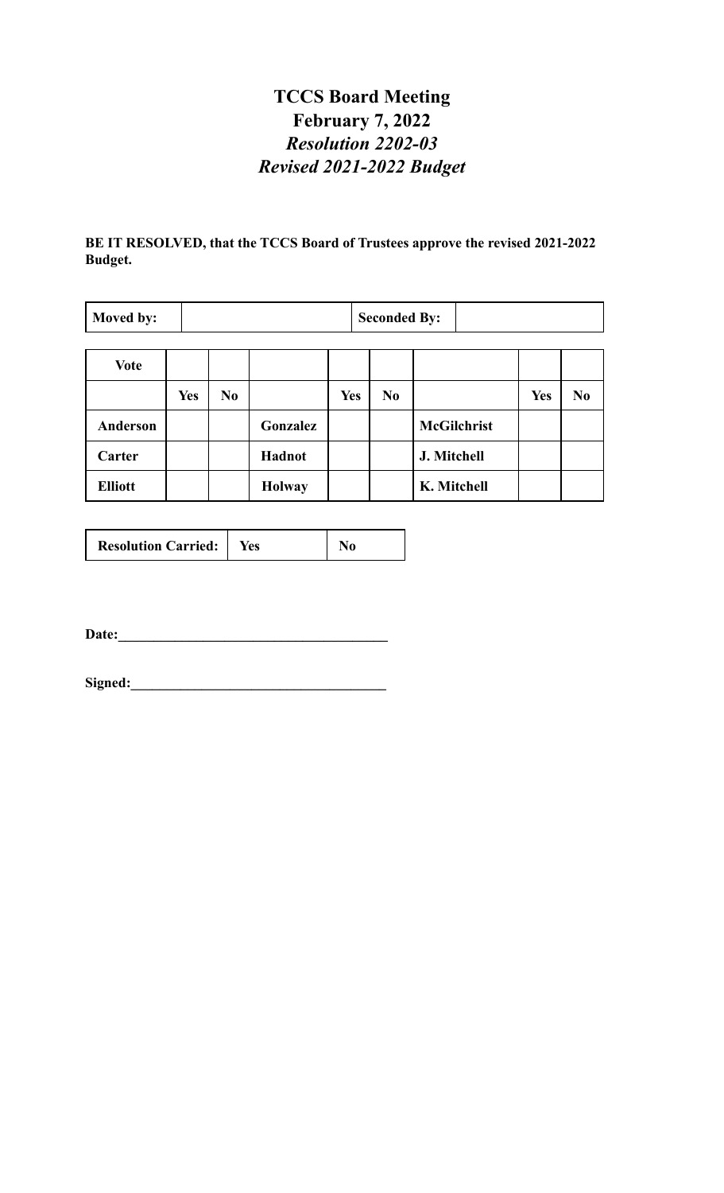# TCCS Board Meeting

## February 7, 2022

## *Resolution 2202-03*

## *Revised 2021-2022 Budget*

**BE IT RESOLVED, that the TCCS Board of Trustees approve the revised 2021-2022 Budget.**

| **Moved by:** | | **Seconded By:** | |
|---|---|---|---|

| **Vote** | | | | | | | | |
|---|---|---|---|---|---|---|---|---|
| | **Yes** | **No** | | **Yes** | **No** | | **Yes** | **No** |
| **Anderson** | | | **Gonzalez** | | | **McGilchrist** | | |
| **Carter** | | | **Hadnot** | | | **J. Mitchell** | | |
| **Elliott** | | | **Holway** | | | **K. Mitchell** | | |

| **Resolution Carried:** | **Yes** | **No** |
|---|---|---|

**Date:**______________________________________

**Signed:**____________________________________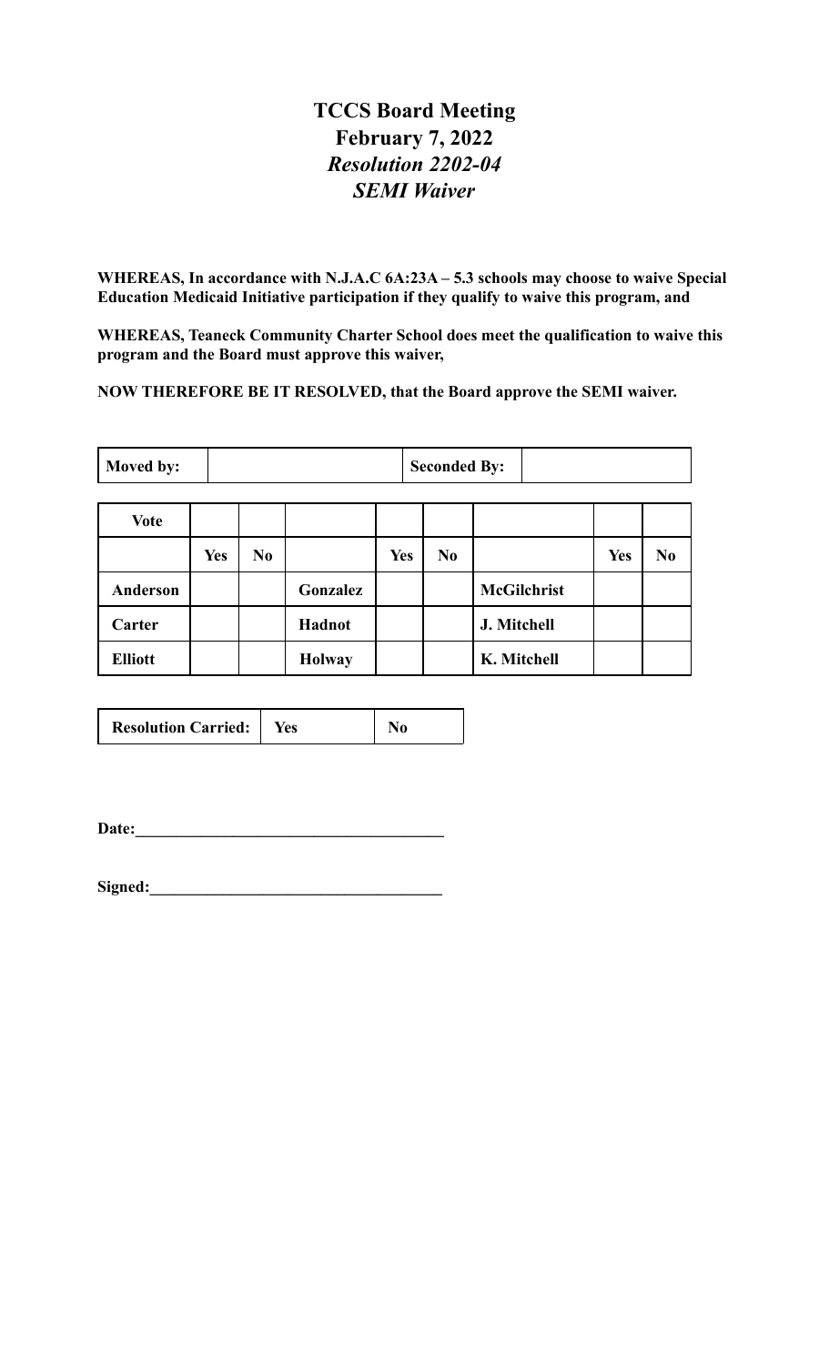# TCCS Board Meeting
## February 7, 2022
### *Resolution 2202-04*
### *SEMI Waiver*

**WHEREAS, In accordance with N.J.A.C 6A:23A – 5.3 schools may choose to waive Special Education Medicaid Initiative participation if they qualify to waive this program, and**

**WHEREAS, Teaneck Community Charter School does meet the qualification to waive this program and the Board must approve this waiver,**

**NOW THEREFORE BE IT RESOLVED, that the Board approve the SEMI waiver.**

| **Moved by:** | | **Seconded By:** | |
|---|---|---|---|

| **Vote** | | | | | | | | |
|---|---|---|---|---|---|---|---|---|
| | **Yes** | **No** | | **Yes** | **No** | | **Yes** | **No** |
| **Anderson** | | | **Gonzalez** | | | **McGilchrist** | | |
| **Carter** | | | **Hadnot** | | | **J. Mitchell** | | |
| **Elliott** | | | **Holway** | | | **K. Mitchell** | | |

| **Resolution Carried:** | **Yes** | **No** |
|---|---|---|

**Date:**_____________________________________

**Signed:**___________________________________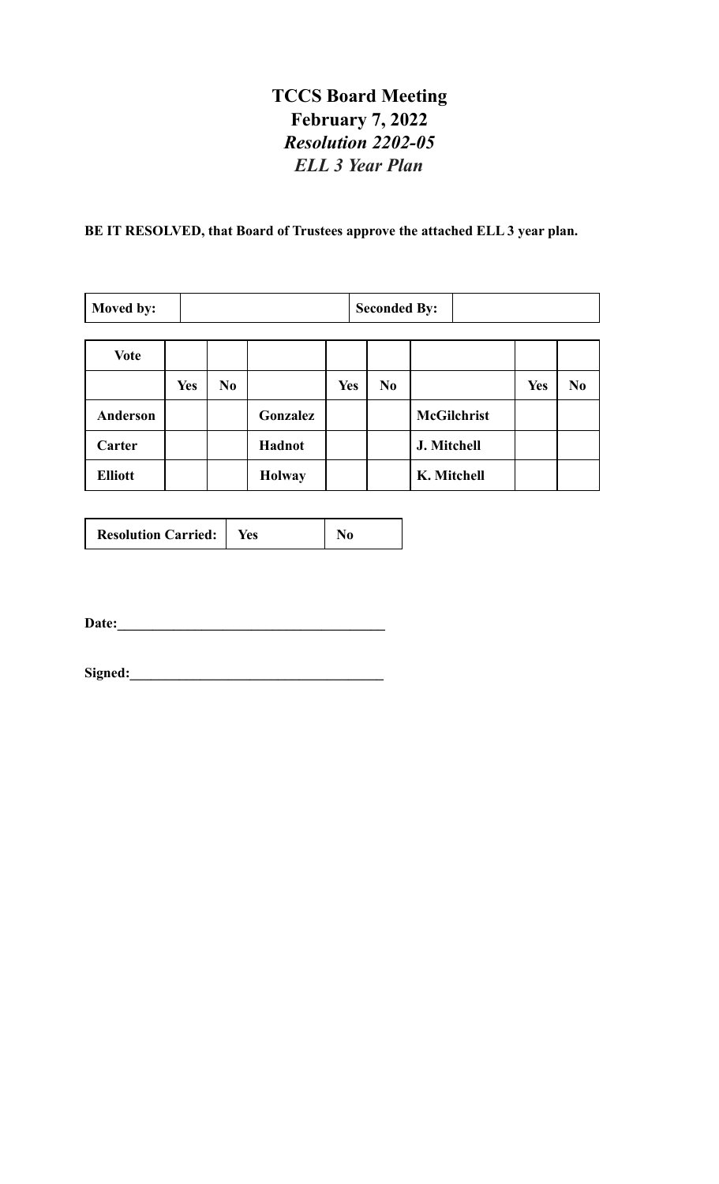# TCCS Board Meeting
## February 7, 2022
### *Resolution 2202-05*
### *ELL 3 Year Plan*

**BE IT RESOLVED, that Board of Trustees approve the attached ELL 3 year plan.**

| **Moved by:** | | **Seconded By:** | |
|---|---|---|---|

| **Vote** | | | | | | | | |
|---|---|---|---|---|---|---|---|---|
| | **Yes** | **No** | | **Yes** | **No** | | **Yes** | **No** |
| **Anderson** | | | **Gonzalez** | | | **McGilchrist** | | |
| **Carter** | | | **Hadnot** | | | **J. Mitchell** | | |
| **Elliott** | | | **Holway** | | | **K. Mitchell** | | |

| **Resolution Carried:** | **Yes** | **No** |
|---|---|---|

**Date:**_____________________________________

**Signed:**___________________________________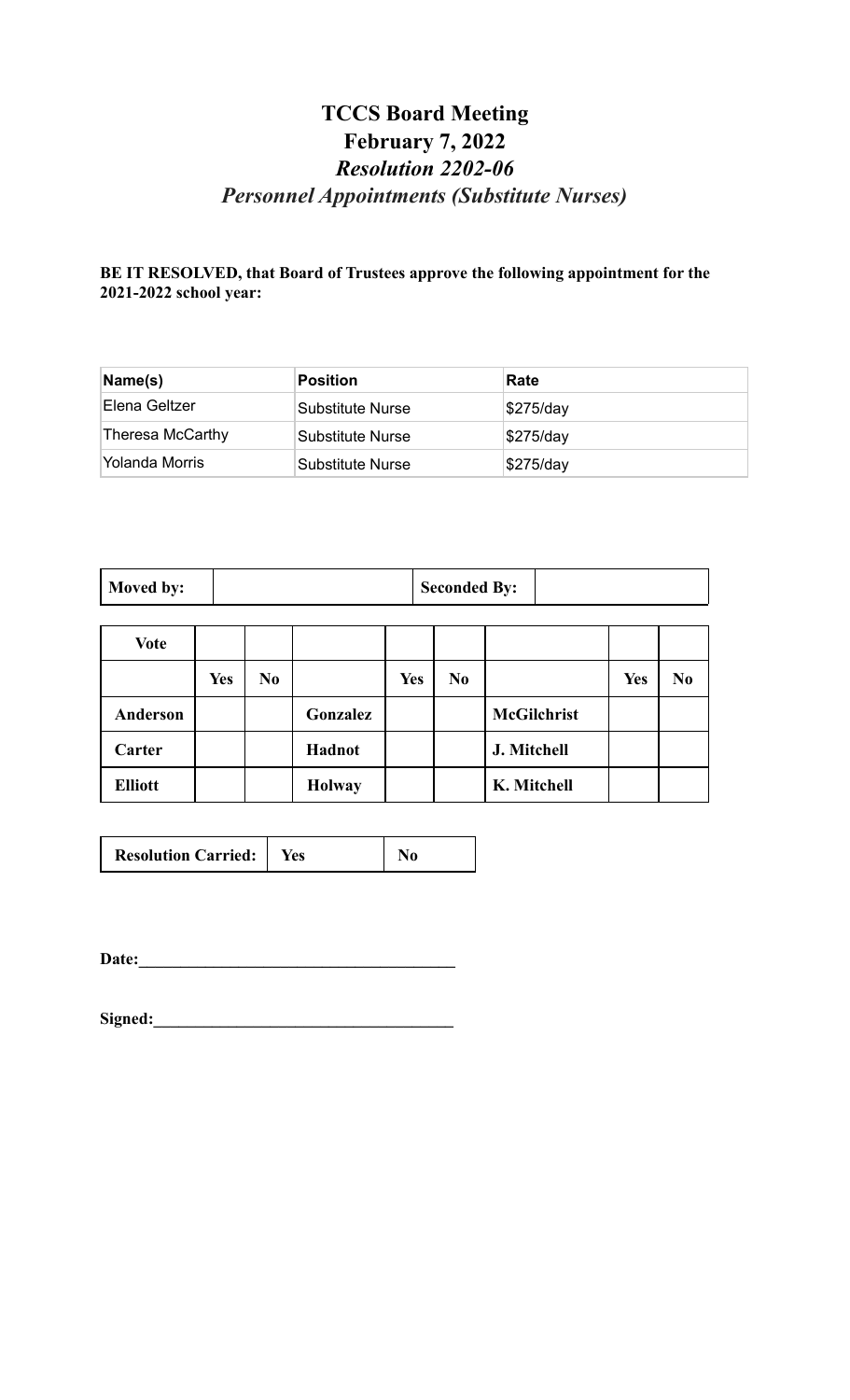# TCCS Board Meeting
# February 7, 2022
## *Resolution 2202-06*
## *Personnel Appointments (Substitute Nurses)*

**BE IT RESOLVED, that Board of Trustees approve the following appointment for the 2021-2022 school year:**

| Name(s) | Position | Rate |
|---|---|---|
| Elena Geltzer | Substitute Nurse | $275/day |
| Theresa McCarthy | Substitute Nurse | $275/day |
| Yolanda Morris | Substitute Nurse | $275/day |

| Moved by: | | Seconded By: | |
|---|---|---|---|

| Vote | | | | | | | | |
|---|---|---|---|---|---|---|---|---|
| | **Yes** | **No** | | **Yes** | **No** | | **Yes** | **No** |
| **Anderson** | | | **Gonzalez** | | | **McGilchrist** | | |
| **Carter** | | | **Hadnot** | | | **J. Mitchell** | | |
| **Elliott** | | | **Holway** | | | **K. Mitchell** | | |

| Resolution Carried: | Yes | No |
|---|---|---|

**Date:**_______________________________________

**Signed:**_____________________________________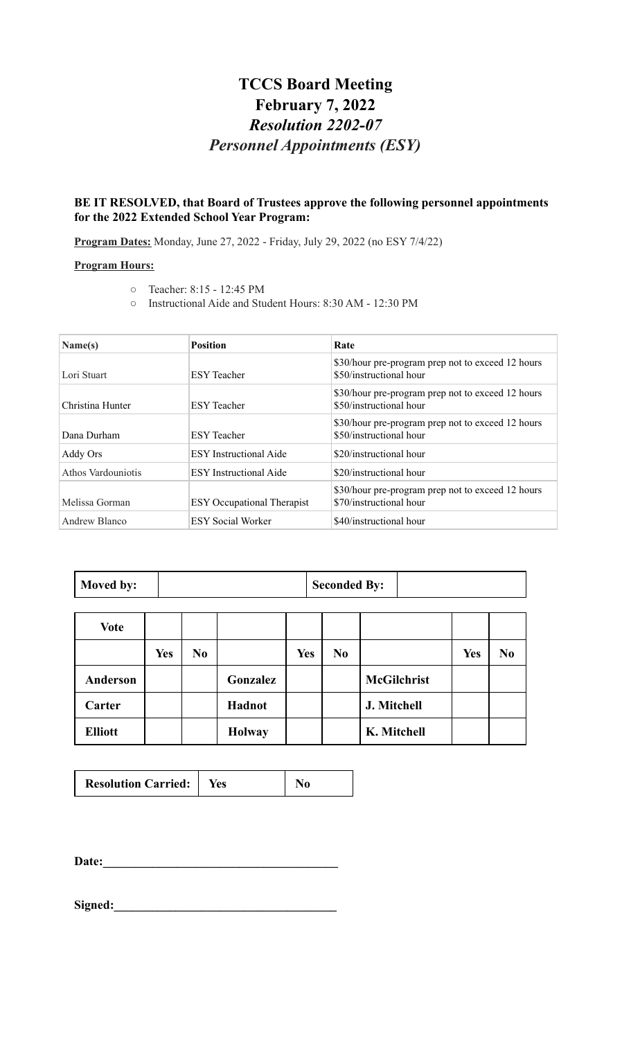# TCCS Board Meeting
# February 7, 2022
## *Resolution 2202-07*
## *Personnel Appointments (ESY)*

**BE IT RESOLVED, that Board of Trustees approve the following personnel appointments for the 2022 Extended School Year Program:**

**Program Dates:** Monday, June 27, 2022 - Friday, July 29, 2022 (no ESY 7/4/22)

**Program Hours:**

- Teacher: 8:15 - 12:45 PM
- Instructional Aide and Student Hours: 8:30 AM - 12:30 PM

| Name(s) | Position | Rate |
|---|---|---|
| Lori Stuart | ESY Teacher | $30/hour pre-program prep not to exceed 12 hours<br>$50/instructional hour |
| Christina Hunter | ESY Teacher | $30/hour pre-program prep not to exceed 12 hours<br>$50/instructional hour |
| Dana Durham | ESY Teacher | $30/hour pre-program prep not to exceed 12 hours<br>$50/instructional hour |
| Addy Ors | ESY Instructional Aide | $20/instructional hour |
| Athos Vardouniotis | ESY Instructional Aide | $20/instructional hour |
| Melissa Gorman | ESY Occupational Therapist | $30/hour pre-program prep not to exceed 12 hours<br>$70/instructional hour |
| Andrew Blanco | ESY Social Worker | $40/instructional hour |

| Moved by: | | Seconded By: | |
|---|---|---|---|

| Vote | | | | | | | | |
|---|---|---|---|---|---|---|---|---|
| | Yes | No | | Yes | No | | Yes | No |
| **Anderson** | | | **Gonzalez** | | | **McGilchrist** | | |
| **Carter** | | | **Hadnot** | | | **J. Mitchell** | | |
| **Elliott** | | | **Holway** | | | **K. Mitchell** | | |

| Resolution Carried: | Yes | No |
|---|---|---|

**Date:**______________________________________

**Signed:**____________________________________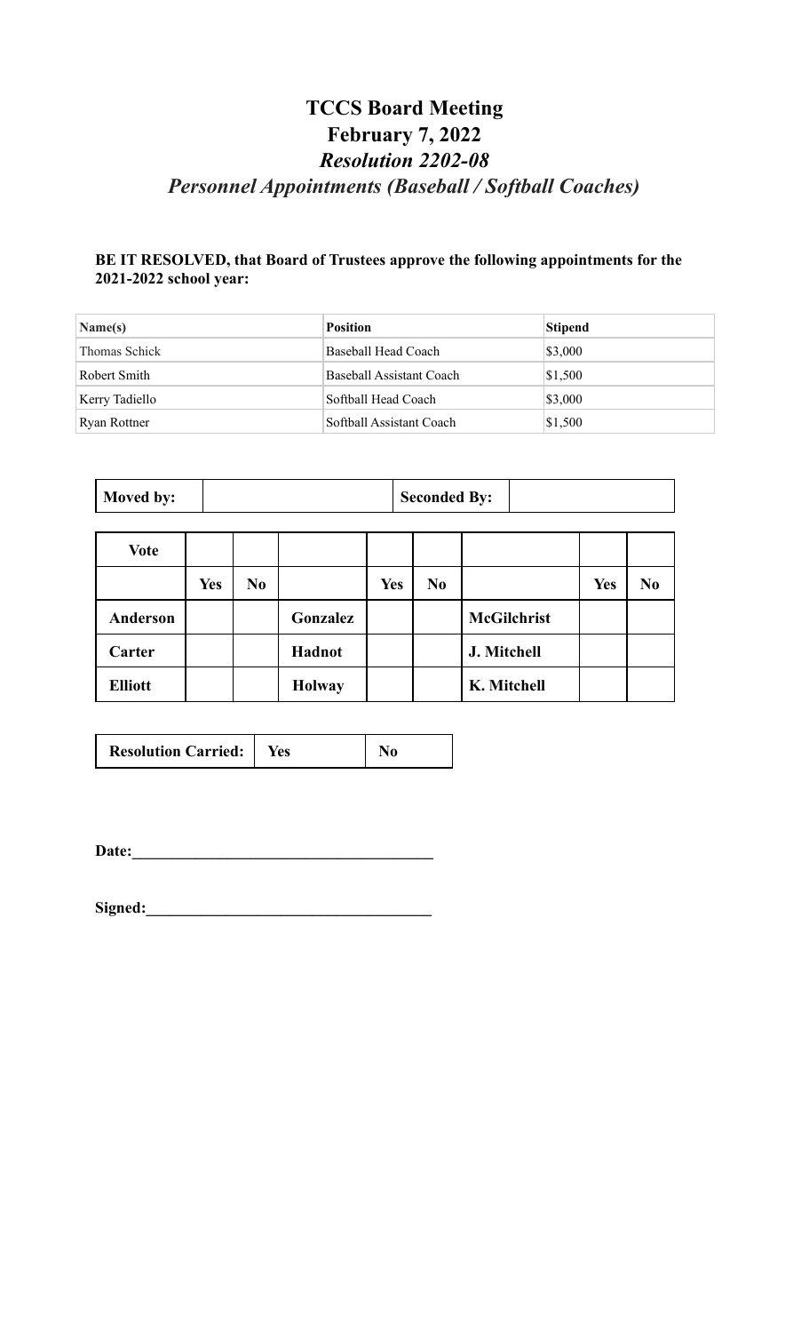# TCCS Board Meeting

## February 7, 2022

## *Resolution 2202-08*

## *Personnel Appointments (Baseball / Softball Coaches)*

**BE IT RESOLVED, that Board of Trustees approve the following appointments for the 2021-2022 school year:**

| Name(s) | Position | Stipend |
|---|---|---|
| Thomas Schick | Baseball Head Coach | $3,000 |
| Robert Smith | Baseball Assistant Coach | $1,500 |
| Kerry Tadiello | Softball Head Coach | $3,000 |
| Ryan Rottner | Softball Assistant Coach | $1,500 |

| Moved by: | | Seconded By: | |
|---|---|---|---|

| Vote | | | | | | | | |
|---|---|---|---|---|---|---|---|---|
| | Yes | No | | Yes | No | | Yes | No |
| Anderson | | | Gonzalez | | | McGilchrist | | |
| Carter | | | Hadnot | | | J. Mitchell | | |
| Elliott | | | Holway | | | K. Mitchell | | |

| Resolution Carried: | Yes | No |
|---|---|---|

**Date:**_____________________________________

**Signed:**___________________________________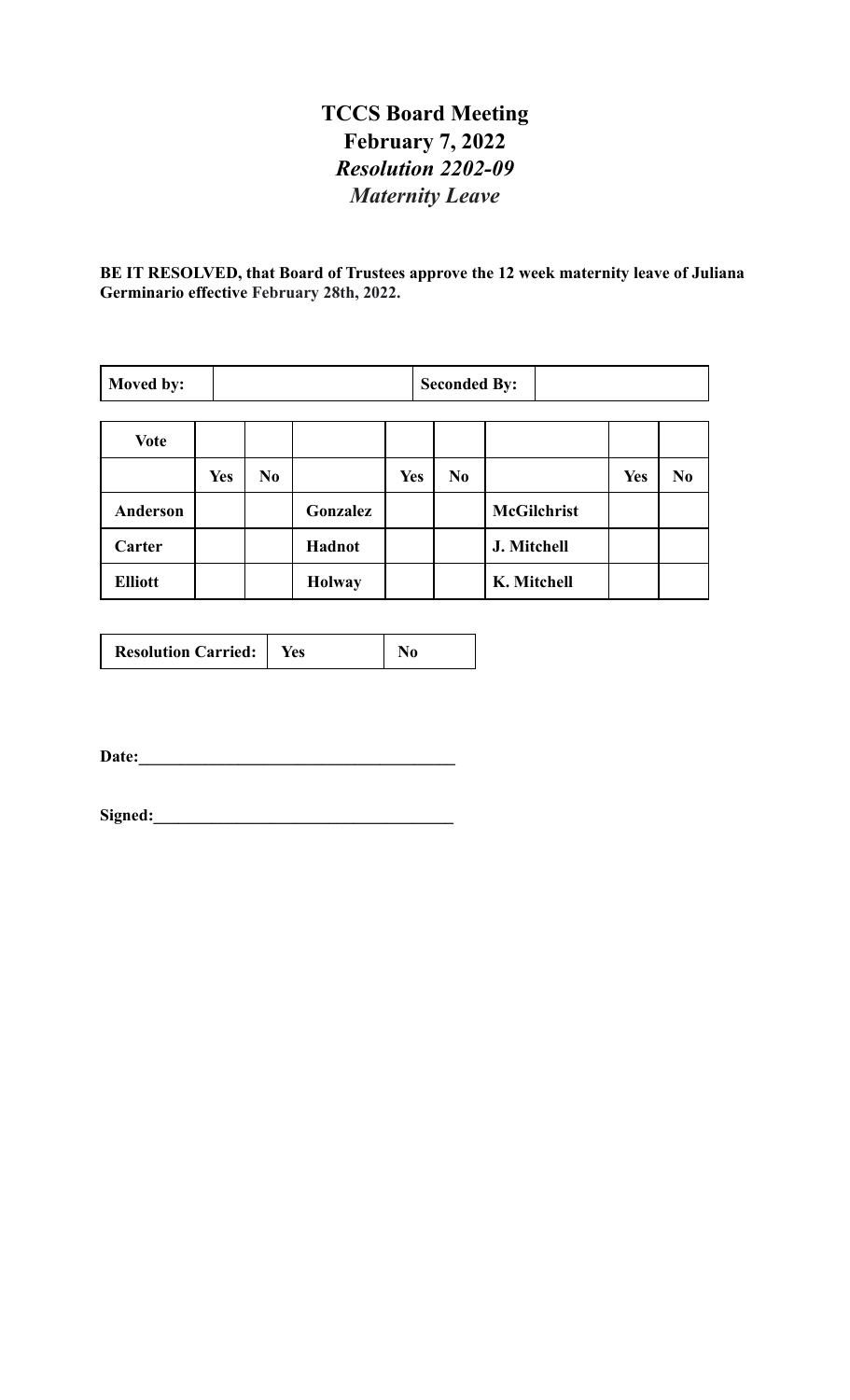# TCCS Board Meeting
## February 7, 2022
### *Resolution 2202-09*
### *Maternity Leave*

**BE IT RESOLVED, that Board of Trustees approve the 12 week maternity leave of Juliana Germinario effective February 28th, 2022.**

| **Moved by:** | | **Seconded By:** | |
|---|---|---|---|

| **Vote** | | | | | | | | |
|---|---|---|---|---|---|---|---|---|
| | **Yes** | **No** | | **Yes** | **No** | | **Yes** | **No** |
| **Anderson** | | | **Gonzalez** | | | **McGilchrist** | | |
| **Carter** | | | **Hadnot** | | | **J. Mitchell** | | |
| **Elliott** | | | **Holway** | | | **K. Mitchell** | | |

| **Resolution Carried:** | **Yes** | **No** |
|---|---|---|

**Date:**_____________________________________

**Signed:**___________________________________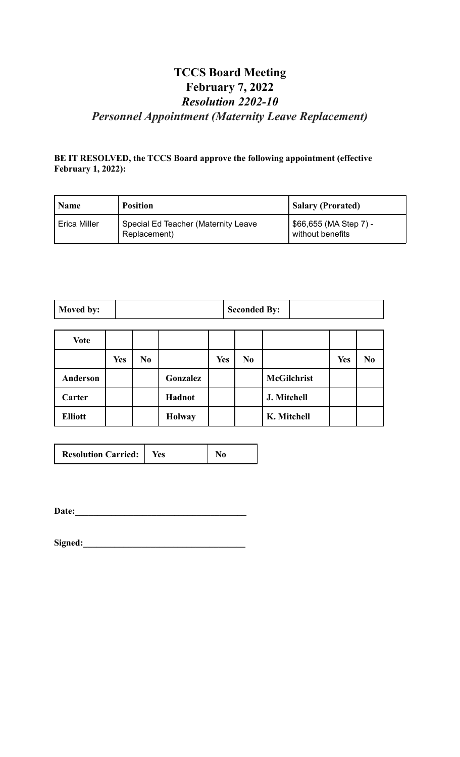# TCCS Board Meeting
# February 7, 2022
## *Resolution 2202-10*
## *Personnel Appointment (Maternity Leave Replacement)*

**BE IT RESOLVED, the TCCS Board approve the following appointment (effective February 1, 2022):**

| Name | Position | Salary (Prorated) |
|---|---|---|
| Erica Miller | Special Ed Teacher (Maternity Leave Replacement) | $66,655 (MA Step 7) - without benefits |

| Moved by: | | Seconded By: | |
|---|---|---|---|

| Vote | | | | | | | | |
|---|---|---|---|---|---|---|---|---|
| | Yes | No | | Yes | No | | Yes | No |
| Anderson | | | Gonzalez | | | McGilchrist | | |
| Carter | | | Hadnot | | | J. Mitchell | | |
| Elliott | | | Holway | | | K. Mitchell | | |

| Resolution Carried: | Yes | No |
|---|---|---|

**Date:**_______________________________________

**Signed:**_____________________________________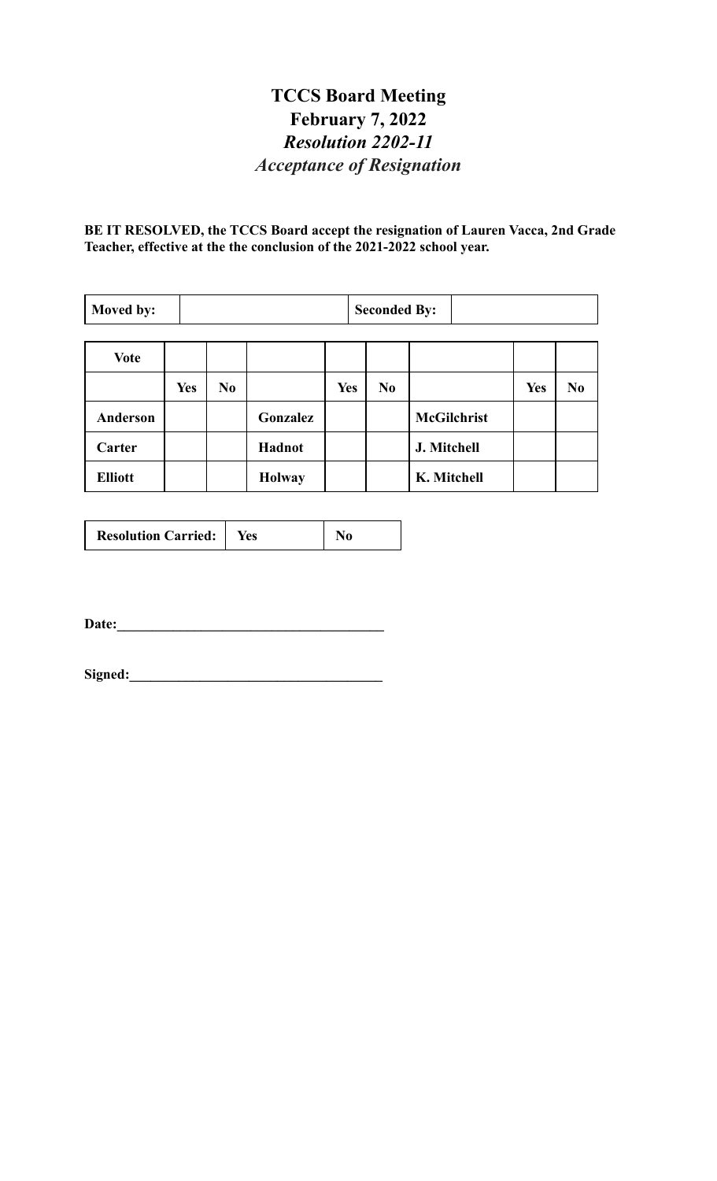# TCCS Board Meeting
## February 7, 2022
### *Resolution 2202-11*
### *Acceptance of Resignation*

**BE IT RESOLVED, the TCCS Board accept the resignation of Lauren Vacca, 2nd Grade Teacher, effective at the the conclusion of the 2021-2022 school year.**

| **Moved by:** | | **Seconded By:** | |
|---|---|---|---|

| **Vote** | | | | | | | | |
|---|---|---|---|---|---|---|---|---|
| | **Yes** | **No** | | **Yes** | **No** | | **Yes** | **No** |
| **Anderson** | | | **Gonzalez** | | | **McGilchrist** | | |
| **Carter** | | | **Hadnot** | | | **J. Mitchell** | | |
| **Elliott** | | | **Holway** | | | **K. Mitchell** | | |

| **Resolution Carried:** | **Yes** | **No** |
|---|---|---|

**Date:**\_\_\_\_\_\_\_\_\_\_\_\_\_\_\_\_\_\_\_\_\_\_\_\_\_\_\_\_\_\_\_\_\_\_\_\_\_\_

**Signed:**\_\_\_\_\_\_\_\_\_\_\_\_\_\_\_\_\_\_\_\_\_\_\_\_\_\_\_\_\_\_\_\_\_\_\_\_\_